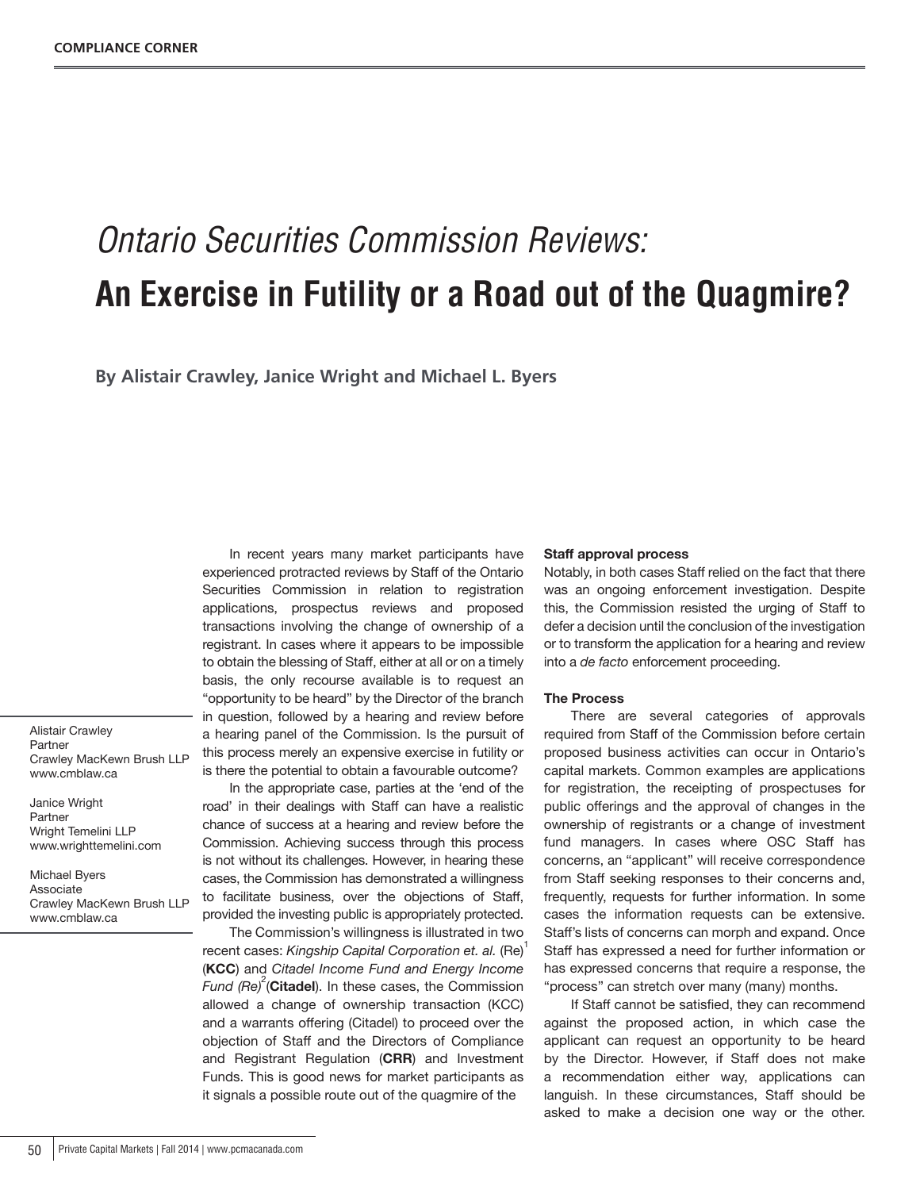COMPLIANCE CORNER

# *Ontario Securities Commission Reviews:* An Exercise in Futility or a Road out of the Quagmire?

**By Alistair Crawley, Janice Wright and Michael L. Byers**

Alistair Crawley
Partner
Crawley MacKewn Brush LLP
www.cmblaw.ca

Janice Wright
Partner
Wright Temelini LLP
www.wrighttemelini.com

Michael Byers
Associate
Crawley MacKewn Brush LLP
www.cmblaw.ca

In recent years many market participants have experienced protracted reviews by Staff of the Ontario Securities Commission in relation to registration applications, prospectus reviews and proposed transactions involving the change of ownership of a registrant. In cases where it appears to be impossible to obtain the blessing of Staff, either at all or on a timely basis, the only recourse available is to request an "opportunity to be heard" by the Director of the branch in question, followed by a hearing and review before a hearing panel of the Commission. Is the pursuit of this process merely an expensive exercise in futility or is there the potential to obtain a favourable outcome?

In the appropriate case, parties at the 'end of the road' in their dealings with Staff can have a realistic chance of success at a hearing and review before the Commission. Achieving success through this process is not without its challenges. However, in hearing these cases, the Commission has demonstrated a willingness to facilitate business, over the objections of Staff, provided the investing public is appropriately protected.

The Commission's willingness is illustrated in two recent cases: *Kingship Capital Corporation et. al.* (Re)[1] (**KCC**) and *Citadel Income Fund and Energy Income Fund (Re)*[2] (**Citadel**). In these cases, the Commission allowed a change of ownership transaction (KCC) and a warrants offering (Citadel) to proceed over the objection of Staff and the Directors of Compliance and Registrant Regulation (**CRR**) and Investment Funds. This is good news for market participants as it signals a possible route out of the quagmire of the

**Staff approval process**

Notably, in both cases Staff relied on the fact that there was an ongoing enforcement investigation. Despite this, the Commission resisted the urging of Staff to defer a decision until the conclusion of the investigation or to transform the application for a hearing and review into a *de facto* enforcement proceeding.

**The Process**

There are several categories of approvals required from Staff of the Commission before certain proposed business activities can occur in Ontario's capital markets. Common examples are applications for registration, the receipting of prospectuses for public offerings and the approval of changes in the ownership of registrants or a change of investment fund managers. In cases where OSC Staff has concerns, an "applicant" will receive correspondence from Staff seeking responses to their concerns and, frequently, requests for further information. In some cases the information requests can be extensive. Staff's lists of concerns can morph and expand. Once Staff has expressed a need for further information or has expressed concerns that require a response, the "process" can stretch over many (many) months.

If Staff cannot be satisfied, they can recommend against the proposed action, in which case the applicant can request an opportunity to be heard by the Director. However, if Staff does not make a recommendation either way, applications can languish. In these circumstances, Staff should be asked to make a decision one way or the other.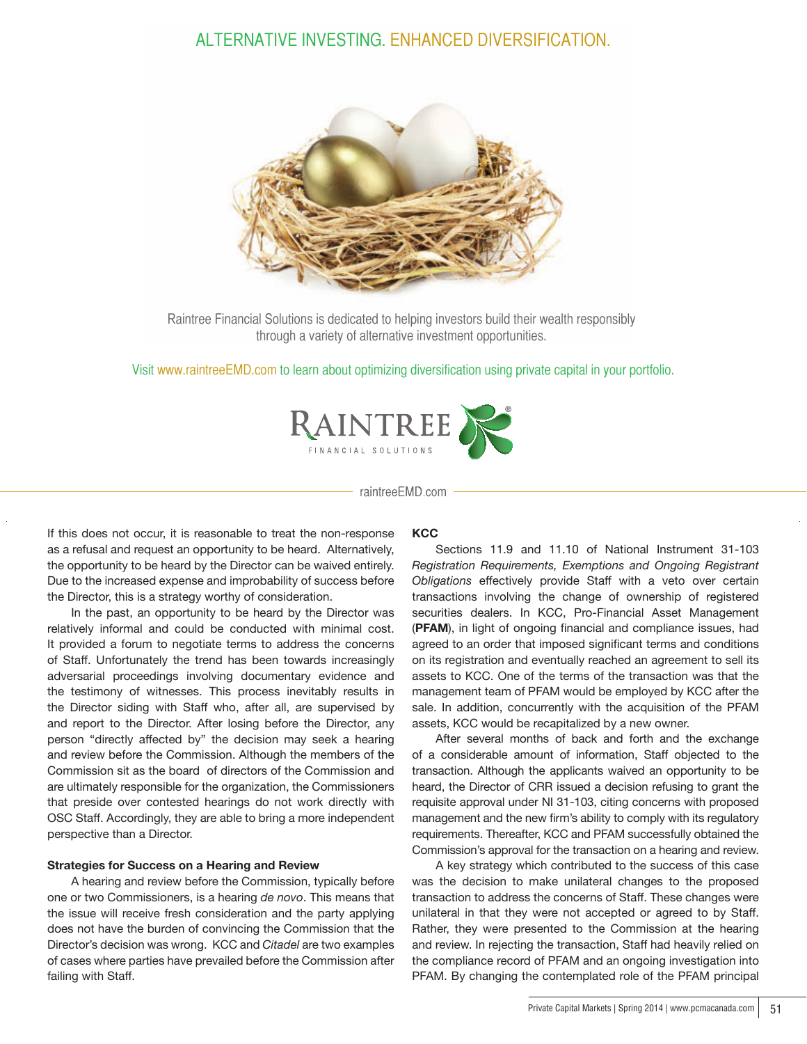ALTERNATIVE INVESTING. ENHANCED DIVERSIFICATION.

Raintree Financial Solutions is dedicated to helping investors build their wealth responsibly through a variety of alternative investment opportunities.

Visit www.raintreeEMD.com to learn about optimizing diversification using private capital in your portfolio.

RAINTREE FINANCIAL SOLUTIONS

raintreeEMD.com

If this does not occur, it is reasonable to treat the non-response as a refusal and request an opportunity to be heard. Alternatively, the opportunity to be heard by the Director can be waived entirely. Due to the increased expense and improbability of success before the Director, this is a strategy worthy of consideration.

In the past, an opportunity to be heard by the Director was relatively informal and could be conducted with minimal cost. It provided a forum to negotiate terms to address the concerns of Staff. Unfortunately the trend has been towards increasingly adversarial proceedings involving documentary evidence and the testimony of witnesses. This process inevitably results in the Director siding with Staff who, after all, are supervised by and report to the Director. After losing before the Director, any person "directly affected by" the decision may seek a hearing and review before the Commission. Although the members of the Commission sit as the board of directors of the Commission and are ultimately responsible for the organization, the Commissioners that preside over contested hearings do not work directly with OSC Staff. Accordingly, they are able to bring a more independent perspective than a Director.

**Strategies for Success on a Hearing and Review**

A hearing and review before the Commission, typically before one or two Commissioners, is a hearing *de novo*. This means that the issue will receive fresh consideration and the party applying does not have the burden of convincing the Commission that the Director's decision was wrong. KCC and *Citadel* are two examples of cases where parties have prevailed before the Commission after failing with Staff.

**KCC**

Sections 11.9 and 11.10 of National Instrument 31-103 *Registration Requirements, Exemptions and Ongoing Registrant Obligations* effectively provide Staff with a veto over certain transactions involving the change of ownership of registered securities dealers. In KCC, Pro-Financial Asset Management (**PFAM**), in light of ongoing financial and compliance issues, had agreed to an order that imposed significant terms and conditions on its registration and eventually reached an agreement to sell its assets to KCC. One of the terms of the transaction was that the management team of PFAM would be employed by KCC after the sale. In addition, concurrently with the acquisition of the PFAM assets, KCC would be recapitalized by a new owner.

After several months of back and forth and the exchange of a considerable amount of information, Staff objected to the transaction. Although the applicants waived an opportunity to be heard, the Director of CRR issued a decision refusing to grant the requisite approval under NI 31-103, citing concerns with proposed management and the new firm's ability to comply with its regulatory requirements. Thereafter, KCC and PFAM successfully obtained the Commission's approval for the transaction on a hearing and review.

A key strategy which contributed to the success of this case was the decision to make unilateral changes to the proposed transaction to address the concerns of Staff. These changes were unilateral in that they were not accepted or agreed to by Staff. Rather, they were presented to the Commission at the hearing and review. In rejecting the transaction, Staff had heavily relied on the compliance record of PFAM and an ongoing investigation into PFAM. By changing the contemplated role of the PFAM principal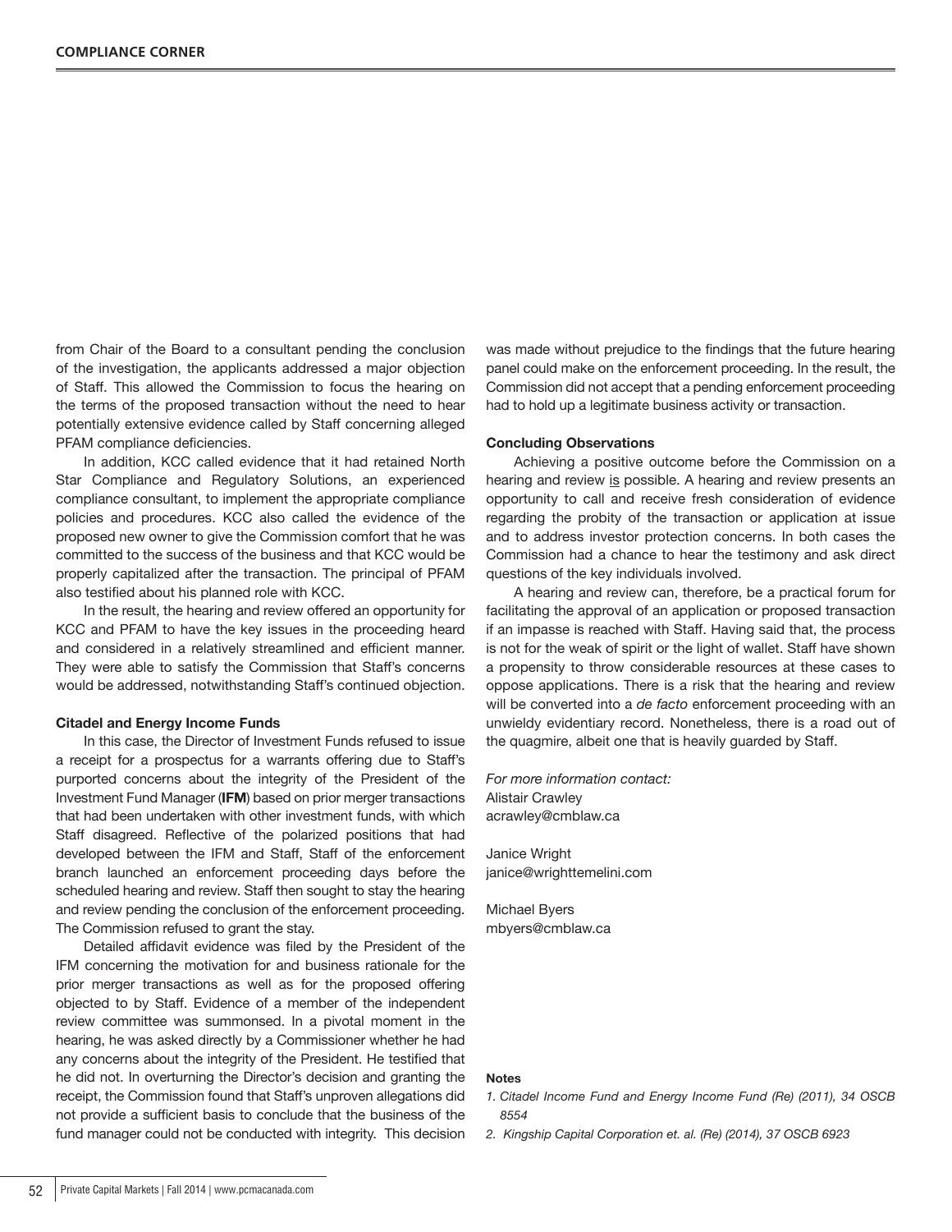from Chair of the Board to a consultant pending the conclusion of the investigation, the applicants addressed a major objection of Staff. This allowed the Commission to focus the hearing on the terms of the proposed transaction without the need to hear potentially extensive evidence called by Staff concerning alleged PFAM compliance deficiencies.

In addition, KCC called evidence that it had retained North Star Compliance and Regulatory Solutions, an experienced compliance consultant, to implement the appropriate compliance policies and procedures. KCC also called the evidence of the proposed new owner to give the Commission comfort that he was committed to the success of the business and that KCC would be properly capitalized after the transaction. The principal of PFAM also testified about his planned role with KCC.

In the result, the hearing and review offered an opportunity for KCC and PFAM to have the key issues in the proceeding heard and considered in a relatively streamlined and efficient manner. They were able to satisfy the Commission that Staff's concerns would be addressed, notwithstanding Staff's continued objection.

**Citadel and Energy Income Funds**

In this case, the Director of Investment Funds refused to issue a receipt for a prospectus for a warrants offering due to Staff's purported concerns about the integrity of the President of the Investment Fund Manager (**IFM**) based on prior merger transactions that had been undertaken with other investment funds, with which Staff disagreed. Reflective of the polarized positions that had developed between the IFM and Staff, Staff of the enforcement branch launched an enforcement proceeding days before the scheduled hearing and review. Staff then sought to stay the hearing and review pending the conclusion of the enforcement proceeding. The Commission refused to grant the stay.

Detailed affidavit evidence was filed by the President of the IFM concerning the motivation for and business rationale for the prior merger transactions as well as for the proposed offering objected to by Staff. Evidence of a member of the independent review committee was summonsed. In a pivotal moment in the hearing, he was asked directly by a Commissioner whether he had any concerns about the integrity of the President. He testified that he did not. In overturning the Director's decision and granting the receipt, the Commission found that Staff's unproven allegations did not provide a sufficient basis to conclude that the business of the fund manager could not be conducted with integrity. This decision was made without prejudice to the findings that the future hearing panel could make on the enforcement proceeding. In the result, the Commission did not accept that a pending enforcement proceeding had to hold up a legitimate business activity or transaction.

**Concluding Observations**

Achieving a positive outcome before the Commission on a hearing and review is possible. A hearing and review presents an opportunity to call and receive fresh consideration of evidence regarding the probity of the transaction or application at issue and to address investor protection concerns. In both cases the Commission had a chance to hear the testimony and ask direct questions of the key individuals involved.

A hearing and review can, therefore, be a practical forum for facilitating the approval of an application or proposed transaction if an impasse is reached with Staff. Having said that, the process is not for the weak of spirit or the light of wallet. Staff have shown a propensity to throw considerable resources at these cases to oppose applications. There is a risk that the hearing and review will be converted into a *de facto* enforcement proceeding with an unwieldy evidentiary record. Nonetheless, there is a road out of the quagmire, albeit one that is heavily guarded by Staff.

*For more information contact:*
Alistair Crawley
acrawley@cmblaw.ca

Janice Wright
janice@wrighttemelini.com

Michael Byers
mbyers@cmblaw.ca

**Notes**

1. *Citadel Income Fund and Energy Income Fund (Re) (2011), 34 OSCB 8554*
2. *Kingship Capital Corporation et. al. (Re) (2014), 37 OSCB 6923*